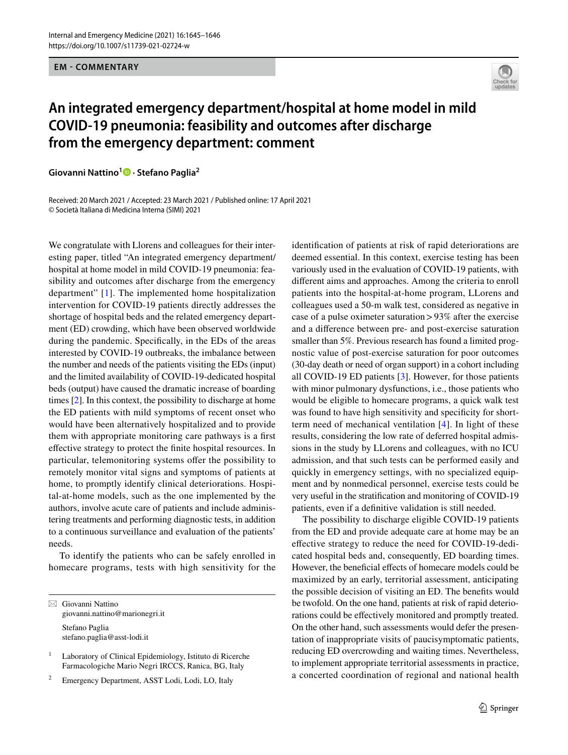EM - COMMENTARY

# An integrated emergency department/hospital at home model in mild COVID-19 pneumonia: feasibility and outcomes after discharge from the emergency department: comment

**Giovanni Nattino[1] · Stefano Paglia[2]**

Received: 20 March 2021 / Accepted: 23 March 2021 / Published online: 17 April 2021
© Società Italiana di Medicina Interna (SIMI) 2021

We congratulate with Llorens and colleagues for their interesting paper, titled "An integrated emergency department/hospital at home model in mild COVID-19 pneumonia: feasibility and outcomes after discharge from the emergency department" [1]. The implemented home hospitalization intervention for COVID-19 patients directly addresses the shortage of hospital beds and the related emergency department (ED) crowding, which have been observed worldwide during the pandemic. Specifically, in the EDs of the areas interested by COVID-19 outbreaks, the imbalance between the number and needs of the patients visiting the EDs (input) and the limited availability of COVID-19-dedicated hospital beds (output) have caused the dramatic increase of boarding times [2]. In this context, the possibility to discharge at home the ED patients with mild symptoms of recent onset who would have been alternatively hospitalized and to provide them with appropriate monitoring care pathways is a first effective strategy to protect the finite hospital resources. In particular, telemonitoring systems offer the possibility to remotely monitor vital signs and symptoms of patients at home, to promptly identify clinical deteriorations. Hospital-at-home models, such as the one implemented by the authors, involve acute care of patients and include administering treatments and performing diagnostic tests, in addition to a continuous surveillance and evaluation of the patients' needs.

To identify the patients who can be safely enrolled in homecare programs, tests with high sensitivity for the identification of patients at risk of rapid deteriorations are deemed essential. In this context, exercise testing has been variously used in the evaluation of COVID-19 patients, with different aims and approaches. Among the criteria to enroll patients into the hospital-at-home program, LLorens and colleagues used a 50-m walk test, considered as negative in case of a pulse oximeter saturation > 93% after the exercise and a difference between pre- and post-exercise saturation smaller than 5%. Previous research has found a limited prognostic value of post-exercise saturation for poor outcomes (30-day death or need of organ support) in a cohort including all COVID-19 ED patients [3]. However, for those patients with minor pulmonary dysfunctions, i.e., those patients who would be eligible to homecare programs, a quick walk test was found to have high sensitivity and specificity for short-term need of mechanical ventilation [4]. In light of these results, considering the low rate of deferred hospital admissions in the study by LLorens and colleagues, with no ICU admission, and that such tests can be performed easily and quickly in emergency settings, with no specialized equipment and by nonmedical personnel, exercise tests could be very useful in the stratification and monitoring of COVID-19 patients, even if a definitive validation is still needed.

The possibility to discharge eligible COVID-19 patients from the ED and provide adequate care at home may be an effective strategy to reduce the need for COVID-19-dedicated hospital beds and, consequently, ED boarding times. However, the beneficial effects of homecare models could be maximized by an early, territorial assessment, anticipating the possible decision of visiting an ED. The benefits would be twofold. On the one hand, patients at risk of rapid deteriorations could be effectively monitored and promptly treated. On the other hand, such assessments would defer the presentation of inappropriate visits of paucisymptomatic patients, reducing ED overcrowding and waiting times. Nevertheless, to implement appropriate territorial assessments in practice, a concerted coordination of regional and national health

---

✉ Giovanni Nattino
giovanni.nattino@marionegri.it

Stefano Paglia
stefano.paglia@asst-lodi.it

[1] Laboratory of Clinical Epidemiology, Istituto di Ricerche Farmacologiche Mario Negri IRCCS, Ranica, BG, Italy

[2] Emergency Department, ASST Lodi, Lodi, LO, Italy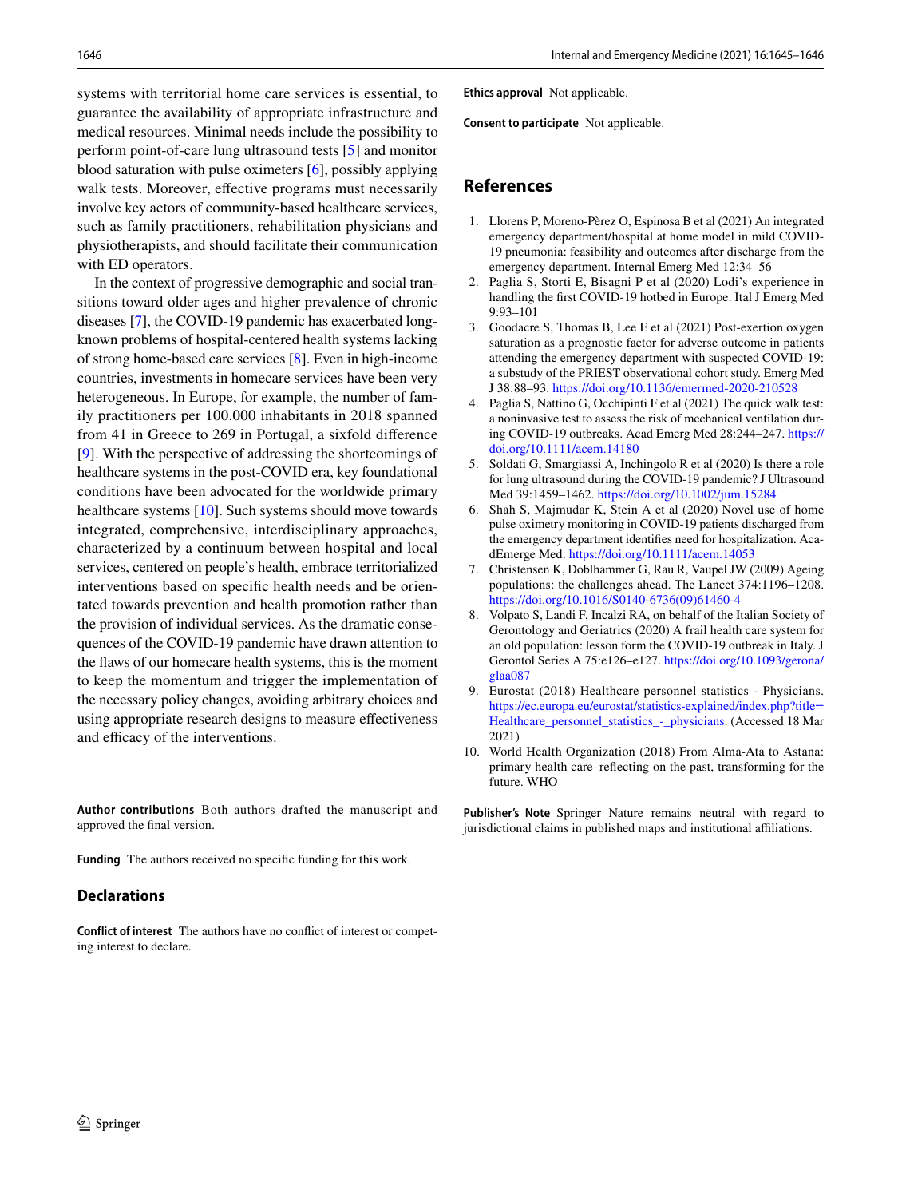systems with territorial home care services is essential, to guarantee the availability of appropriate infrastructure and medical resources. Minimal needs include the possibility to perform point-of-care lung ultrasound tests [5] and monitor blood saturation with pulse oximeters [6], possibly applying walk tests. Moreover, effective programs must necessarily involve key actors of community-based healthcare services, such as family practitioners, rehabilitation physicians and physiotherapists, and should facilitate their communication with ED operators.

In the context of progressive demographic and social transitions toward older ages and higher prevalence of chronic diseases [7], the COVID-19 pandemic has exacerbated long-known problems of hospital-centered health systems lacking of strong home-based care services [8]. Even in high-income countries, investments in homecare services have been very heterogeneous. In Europe, for example, the number of family practitioners per 100.000 inhabitants in 2018 spanned from 41 in Greece to 269 in Portugal, a sixfold difference [9]. With the perspective of addressing the shortcomings of healthcare systems in the post-COVID era, key foundational conditions have been advocated for the worldwide primary healthcare systems [10]. Such systems should move towards integrated, comprehensive, interdisciplinary approaches, characterized by a continuum between hospital and local services, centered on people's health, embrace territorialized interventions based on specific health needs and be orientated towards prevention and health promotion rather than the provision of individual services. As the dramatic consequences of the COVID-19 pandemic have drawn attention to the flaws of our homecare health systems, this is the moment to keep the momentum and trigger the implementation of the necessary policy changes, avoiding arbitrary choices and using appropriate research designs to measure effectiveness and efficacy of the interventions.

**Author contributions** Both authors drafted the manuscript and approved the final version.

**Funding** The authors received no specific funding for this work.

## Declarations

**Conflict of interest** The authors have no conflict of interest or competing interest to declare.

**Ethics approval** Not applicable.

**Consent to participate** Not applicable.

## References

1. Llorens P, Moreno-Pèrez O, Espinosa B et al (2021) An integrated emergency department/hospital at home model in mild COVID-19 pneumonia: feasibility and outcomes after discharge from the emergency department. Internal Emerg Med 12:34–56
2. Paglia S, Storti E, Bisagni P et al (2020) Lodi's experience in handling the first COVID-19 hotbed in Europe. Ital J Emerg Med 9:93–101
3. Goodacre S, Thomas B, Lee E et al (2021) Post-exertion oxygen saturation as a prognostic factor for adverse outcome in patients attending the emergency department with suspected COVID-19: a substudy of the PRIEST observational cohort study. Emerg Med J 38:88–93. https://doi.org/10.1136/emermed-2020-210528
4. Paglia S, Nattino G, Occhipinti F et al (2021) The quick walk test: a noninvasive test to assess the risk of mechanical ventilation during COVID-19 outbreaks. Acad Emerg Med 28:244–247. https://doi.org/10.1111/acem.14180
5. Soldati G, Smargiassi A, Inchingolo R et al (2020) Is there a role for lung ultrasound during the COVID-19 pandemic? J Ultrasound Med 39:1459–1462. https://doi.org/10.1002/jum.15284
6. Shah S, Majmudar K, Stein A et al (2020) Novel use of home pulse oximetry monitoring in COVID-19 patients discharged from the emergency department identifies need for hospitalization. AcadEmerge Med. https://doi.org/10.1111/acem.14053
7. Christensen K, Doblhammer G, Rau R, Vaupel JW (2009) Ageing populations: the challenges ahead. The Lancet 374:1196–1208. https://doi.org/10.1016/S0140-6736(09)61460-4
8. Volpato S, Landi F, Incalzi RA, on behalf of the Italian Society of Gerontology and Geriatrics (2020) A frail health care system for an old population: lesson form the COVID-19 outbreak in Italy. J Gerontol Series A 75:e126–e127. https://doi.org/10.1093/gerona/glaa087
9. Eurostat (2018) Healthcare personnel statistics - Physicians. https://ec.europa.eu/eurostat/statistics-explained/index.php?title=Healthcare_personnel_statistics_-_physicians. (Accessed 18 Mar 2021)
10. World Health Organization (2018) From Alma-Ata to Astana: primary health care–reflecting on the past, transforming for the future. WHO

**Publisher's Note** Springer Nature remains neutral with regard to jurisdictional claims in published maps and institutional affiliations.